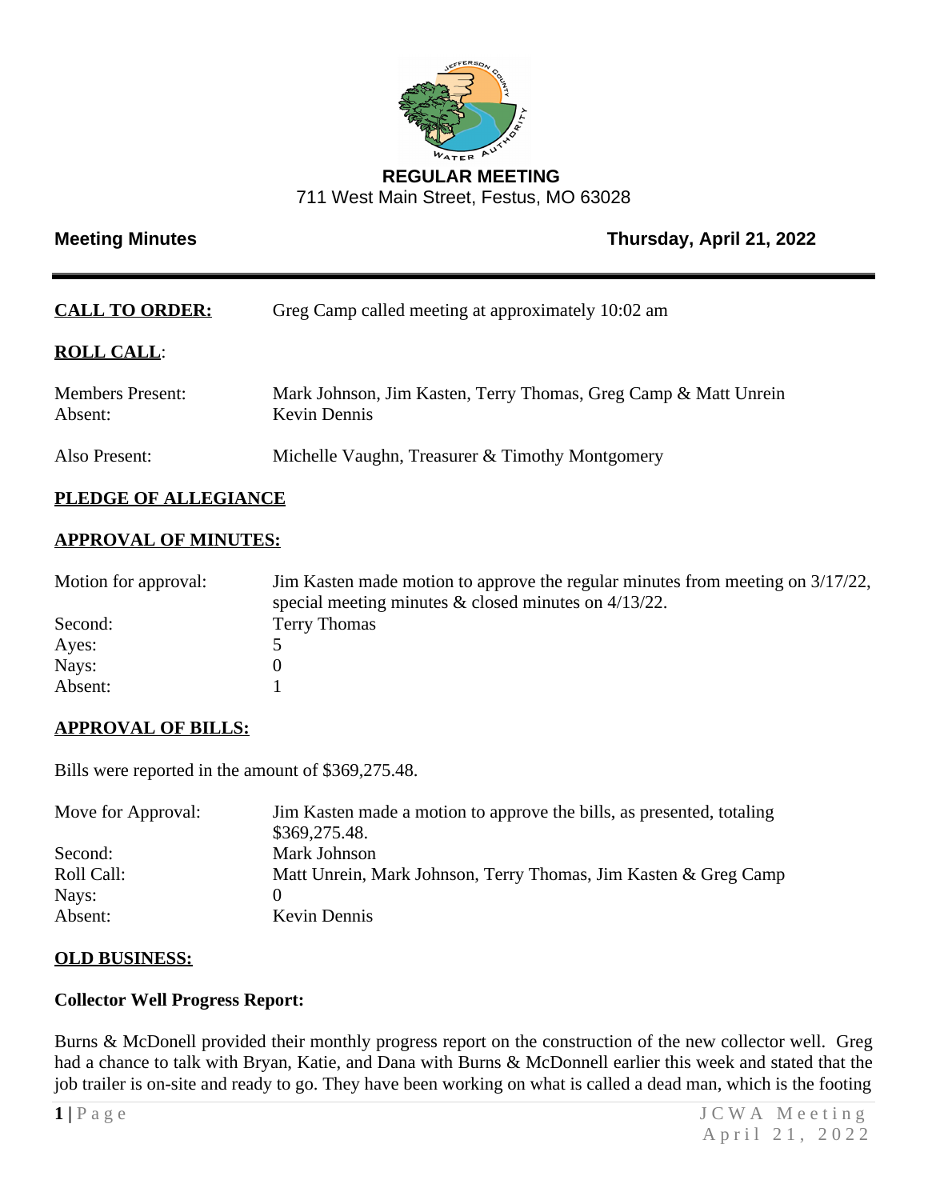**REGULAR MEETING**

711 West Main Street, Festus, MO 63028

**Meeting Minutes** **Thursday, April 21, 2022**

---

**CALL TO ORDER:** Greg Camp called meeting at approximately 10:02 am

**ROLL CALL**:

| | |
|---|---|
| Members Present: | Mark Johnson, Jim Kasten, Terry Thomas, Greg Camp & Matt Unrein |
| Absent: | Kevin Dennis |
| Also Present: | Michelle Vaughn, Treasurer & Timothy Montgomery |

**PLEDGE OF ALLEGIANCE**

**APPROVAL OF MINUTES:**

| | |
|---|---|
| Motion for approval: | Jim Kasten made motion to approve the regular minutes from meeting on 3/17/22, special meeting minutes & closed minutes on 4/13/22. |
| Second: | Terry Thomas |
| Ayes: | 5 |
| Nays: | 0 |
| Absent: | 1 |

**APPROVAL OF BILLS:**

Bills were reported in the amount of $369,275.48.

| | |
|---|---|
| Move for Approval: | Jim Kasten made a motion to approve the bills, as presented, totaling $369,275.48. |
| Second: | Mark Johnson |
| Roll Call: | Matt Unrein, Mark Johnson, Terry Thomas, Jim Kasten & Greg Camp |
| Nays: | 0 |
| Absent: | Kevin Dennis |

**OLD BUSINESS:**

**Collector Well Progress Report:**

Burns & McDonell provided their monthly progress report on the construction of the new collector well. Greg had a chance to talk with Bryan, Katie, and Dana with Burns & McDonnell earlier this week and stated that the job trailer is on-site and ready to go. They have been working on what is called a dead man, which is the footing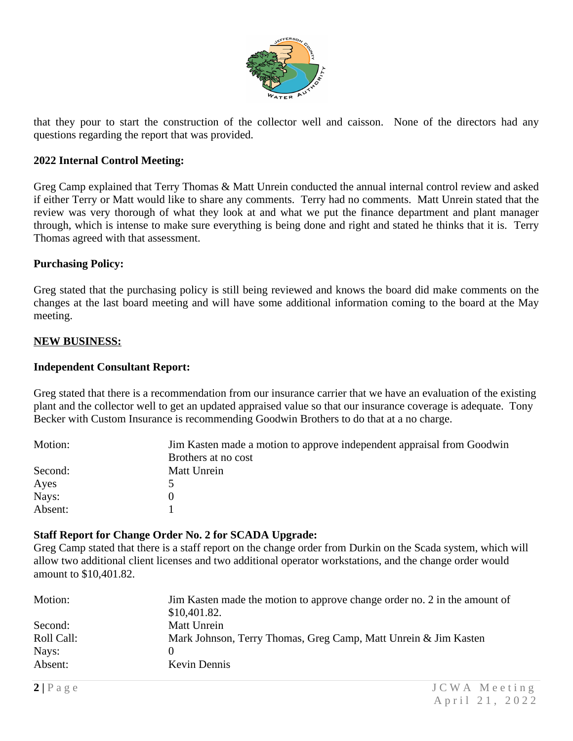that they pour to start the construction of the collector well and caisson. None of the directors had any questions regarding the report that was provided.

**2022 Internal Control Meeting:**

Greg Camp explained that Terry Thomas & Matt Unrein conducted the annual internal control review and asked if either Terry or Matt would like to share any comments. Terry had no comments. Matt Unrein stated that the review was very thorough of what they look at and what we put the finance department and plant manager through, which is intense to make sure everything is being done and right and stated he thinks that it is. Terry Thomas agreed with that assessment.

**Purchasing Policy:**

Greg stated that the purchasing policy is still being reviewed and knows the board did make comments on the changes at the last board meeting and will have some additional information coming to the board at the May meeting.

**<u>NEW BUSINESS:</u>**

**Independent Consultant Report:**

Greg stated that there is a recommendation from our insurance carrier that we have an evaluation of the existing plant and the collector well to get an updated appraised value so that our insurance coverage is adequate. Tony Becker with Custom Insurance is recommending Goodwin Brothers to do that at a no charge.

| | |
|---|---|
| Motion: | Jim Kasten made a motion to approve independent appraisal from Goodwin Brothers at no cost |
| Second: | Matt Unrein |
| Ayes | 5 |
| Nays: | 0 |
| Absent: | 1 |

**Staff Report for Change Order No. 2 for SCADA Upgrade:**

Greg Camp stated that there is a staff report on the change order from Durkin on the Scada system, which will allow two additional client licenses and two additional operator workstations, and the change order would amount to $10,401.82.

| | |
|---|---|
| Motion: | Jim Kasten made the motion to approve change order no. 2 in the amount of $10,401.82. |
| Second: | Matt Unrein |
| Roll Call: | Mark Johnson, Terry Thomas, Greg Camp, Matt Unrein & Jim Kasten |
| Nays: | 0 |
| Absent: | Kevin Dennis |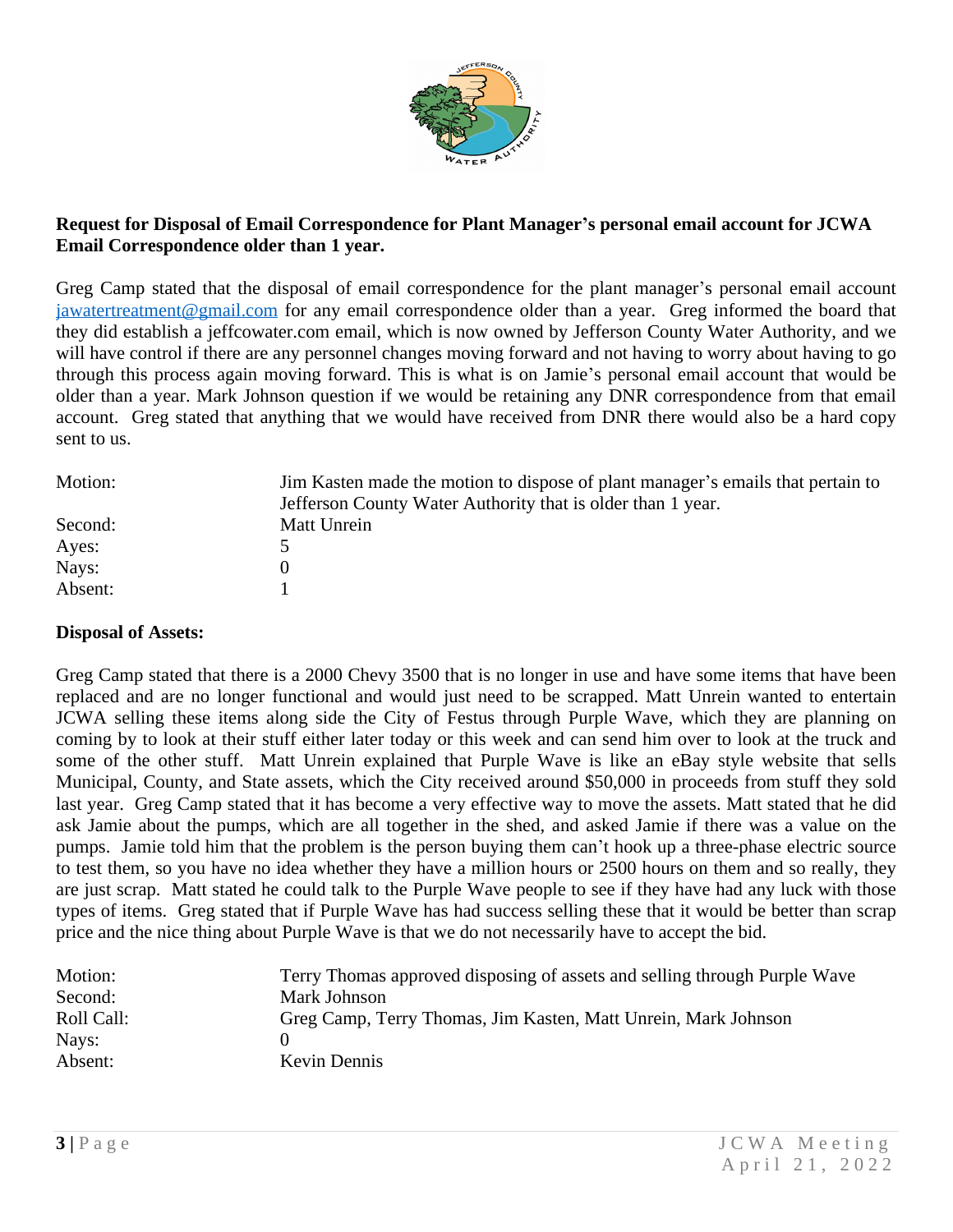**Request for Disposal of Email Correspondence for Plant Manager's personal email account for JCWA Email Correspondence older than 1 year.**

Greg Camp stated that the disposal of email correspondence for the plant manager's personal email account jawatertreatment@gmail.com for any email correspondence older than a year. Greg informed the board that they did establish a jeffcowater.com email, which is now owned by Jefferson County Water Authority, and we will have control if there are any personnel changes moving forward and not having to worry about having to go through this process again moving forward. This is what is on Jamie's personal email account that would be older than a year. Mark Johnson question if we would be retaining any DNR correspondence from that email account. Greg stated that anything that we would have received from DNR there would also be a hard copy sent to us.

| | |
|---|---|
| Motion: | Jim Kasten made the motion to dispose of plant manager's emails that pertain to Jefferson County Water Authority that is older than 1 year. |
| Second: | Matt Unrein |
| Ayes: | 5 |
| Nays: | 0 |
| Absent: | 1 |

**Disposal of Assets:**

Greg Camp stated that there is a 2000 Chevy 3500 that is no longer in use and have some items that have been replaced and are no longer functional and would just need to be scrapped. Matt Unrein wanted to entertain JCWA selling these items along side the City of Festus through Purple Wave, which they are planning on coming by to look at their stuff either later today or this week and can send him over to look at the truck and some of the other stuff. Matt Unrein explained that Purple Wave is like an eBay style website that sells Municipal, County, and State assets, which the City received around $50,000 in proceeds from stuff they sold last year. Greg Camp stated that it has become a very effective way to move the assets. Matt stated that he did ask Jamie about the pumps, which are all together in the shed, and asked Jamie if there was a value on the pumps. Jamie told him that the problem is the person buying them can't hook up a three-phase electric source to test them, so you have no idea whether they have a million hours or 2500 hours on them and so really, they are just scrap. Matt stated he could talk to the Purple Wave people to see if they have had any luck with those types of items. Greg stated that if Purple Wave has had success selling these that it would be better than scrap price and the nice thing about Purple Wave is that we do not necessarily have to accept the bid.

| | |
|---|---|
| Motion: | Terry Thomas approved disposing of assets and selling through Purple Wave |
| Second: | Mark Johnson |
| Roll Call: | Greg Camp, Terry Thomas, Jim Kasten, Matt Unrein, Mark Johnson |
| Nays: | 0 |
| Absent: | Kevin Dennis |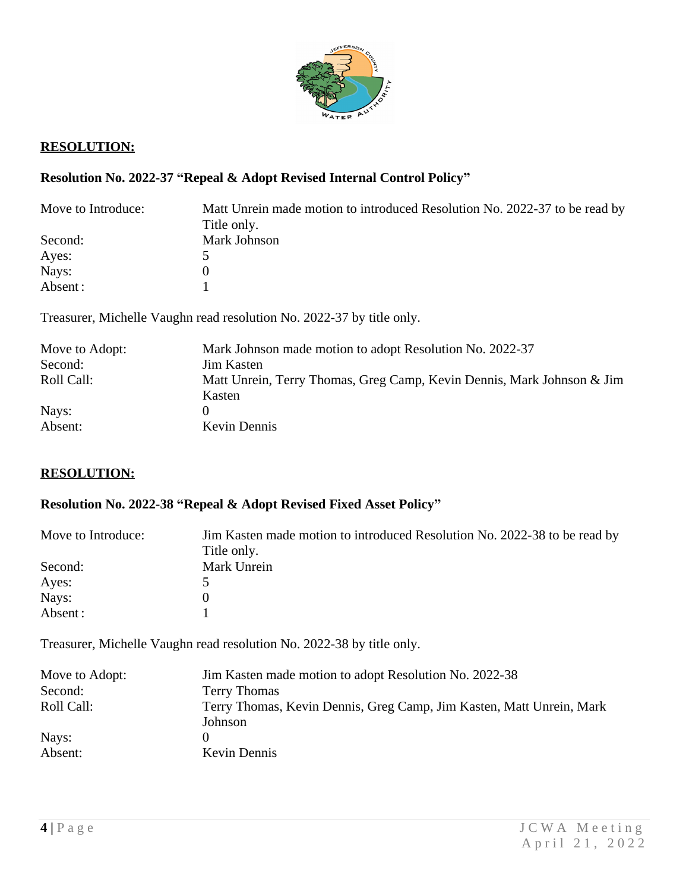**RESOLUTION:**

**Resolution No. 2022-37 "Repeal & Adopt Revised Internal Control Policy"**

| | |
|---|---|
| Move to Introduce: | Matt Unrein made motion to introduced Resolution No. 2022-37 to be read by Title only. |
| Second: | Mark Johnson |
| Ayes: | 5 |
| Nays: | 0 |
| Absent : | 1 |

Treasurer, Michelle Vaughn read resolution No. 2022-37 by title only.

| | |
|---|---|
| Move to Adopt: | Mark Johnson made motion to adopt Resolution No. 2022-37 |
| Second: | Jim Kasten |
| Roll Call: | Matt Unrein, Terry Thomas, Greg Camp, Kevin Dennis, Mark Johnson & Jim Kasten |
| Nays: | 0 |
| Absent: | Kevin Dennis |

**RESOLUTION:**

**Resolution No. 2022-38 "Repeal & Adopt Revised Fixed Asset Policy"**

| | |
|---|---|
| Move to Introduce: | Jim Kasten made motion to introduced Resolution No. 2022-38 to be read by Title only. |
| Second: | Mark Unrein |
| Ayes: | 5 |
| Nays: | 0 |
| Absent : | 1 |

Treasurer, Michelle Vaughn read resolution No. 2022-38 by title only.

| | |
|---|---|
| Move to Adopt: | Jim Kasten made motion to adopt Resolution No. 2022-38 |
| Second: | Terry Thomas |
| Roll Call: | Terry Thomas, Kevin Dennis, Greg Camp, Jim Kasten, Matt Unrein, Mark Johnson |
| Nays: | 0 |
| Absent: | Kevin Dennis |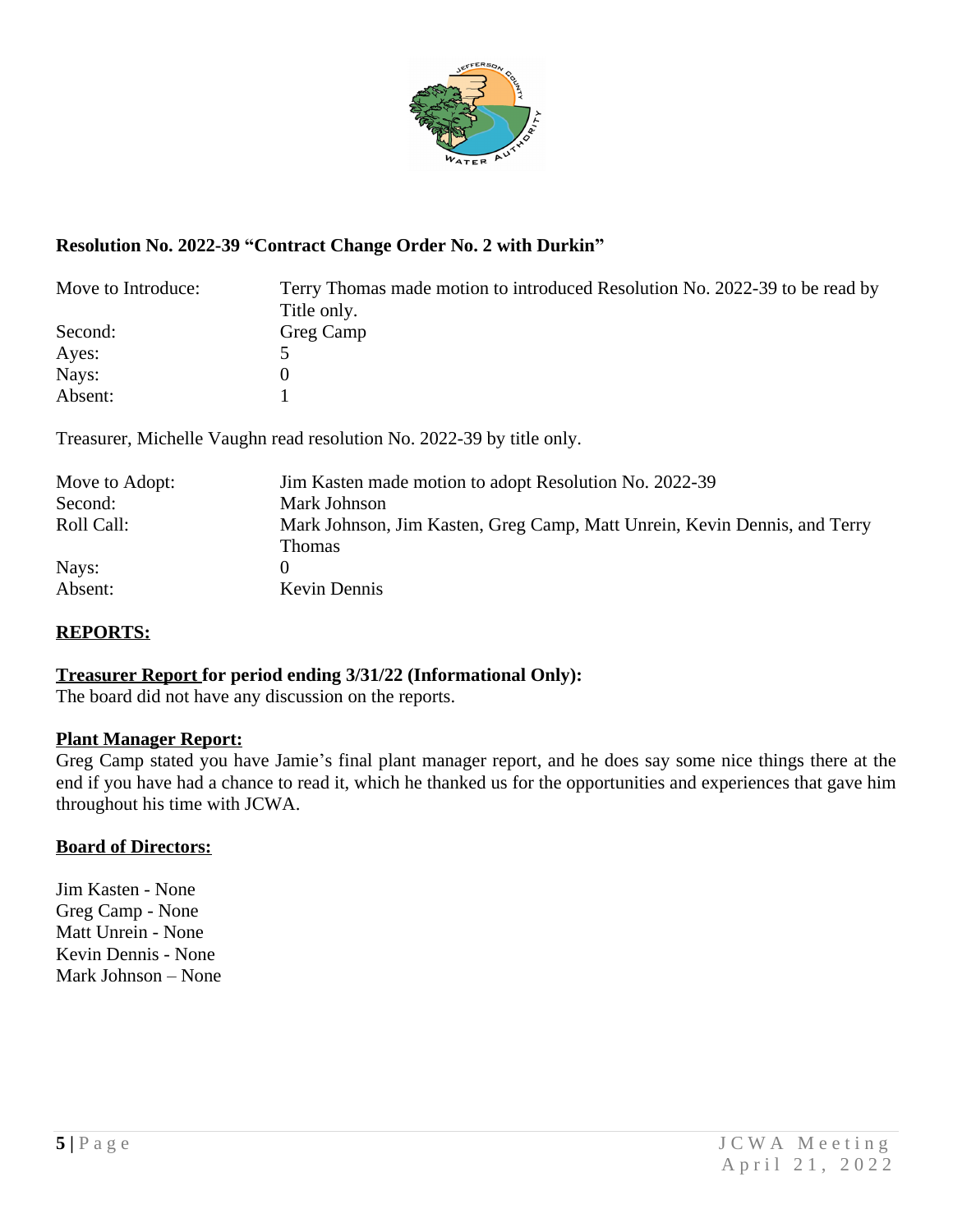**Resolution No. 2022-39 "Contract Change Order No. 2 with Durkin"**

| | |
|---|---|
| Move to Introduce: | Terry Thomas made motion to introduced Resolution No. 2022-39 to be read by Title only. |
| Second: | Greg Camp |
| Ayes: | 5 |
| Nays: | 0 |
| Absent: | 1 |

Treasurer, Michelle Vaughn read resolution No. 2022-39 by title only.

| | |
|---|---|
| Move to Adopt: | Jim Kasten made motion to adopt Resolution No. 2022-39 |
| Second: | Mark Johnson |
| Roll Call: | Mark Johnson, Jim Kasten, Greg Camp, Matt Unrein, Kevin Dennis, and Terry Thomas |
| Nays: | 0 |
| Absent: | Kevin Dennis |

## REPORTS:

**Treasurer Report for period ending 3/31/22 (Informational Only):**
The board did not have any discussion on the reports.

**Plant Manager Report:**
Greg Camp stated you have Jamie's final plant manager report, and he does say some nice things there at the end if you have had a chance to read it, which he thanked us for the opportunities and experiences that gave him throughout his time with JCWA.

**Board of Directors:**

Jim Kasten - None
Greg Camp - None
Matt Unrein - None
Kevin Dennis - None
Mark Johnson – None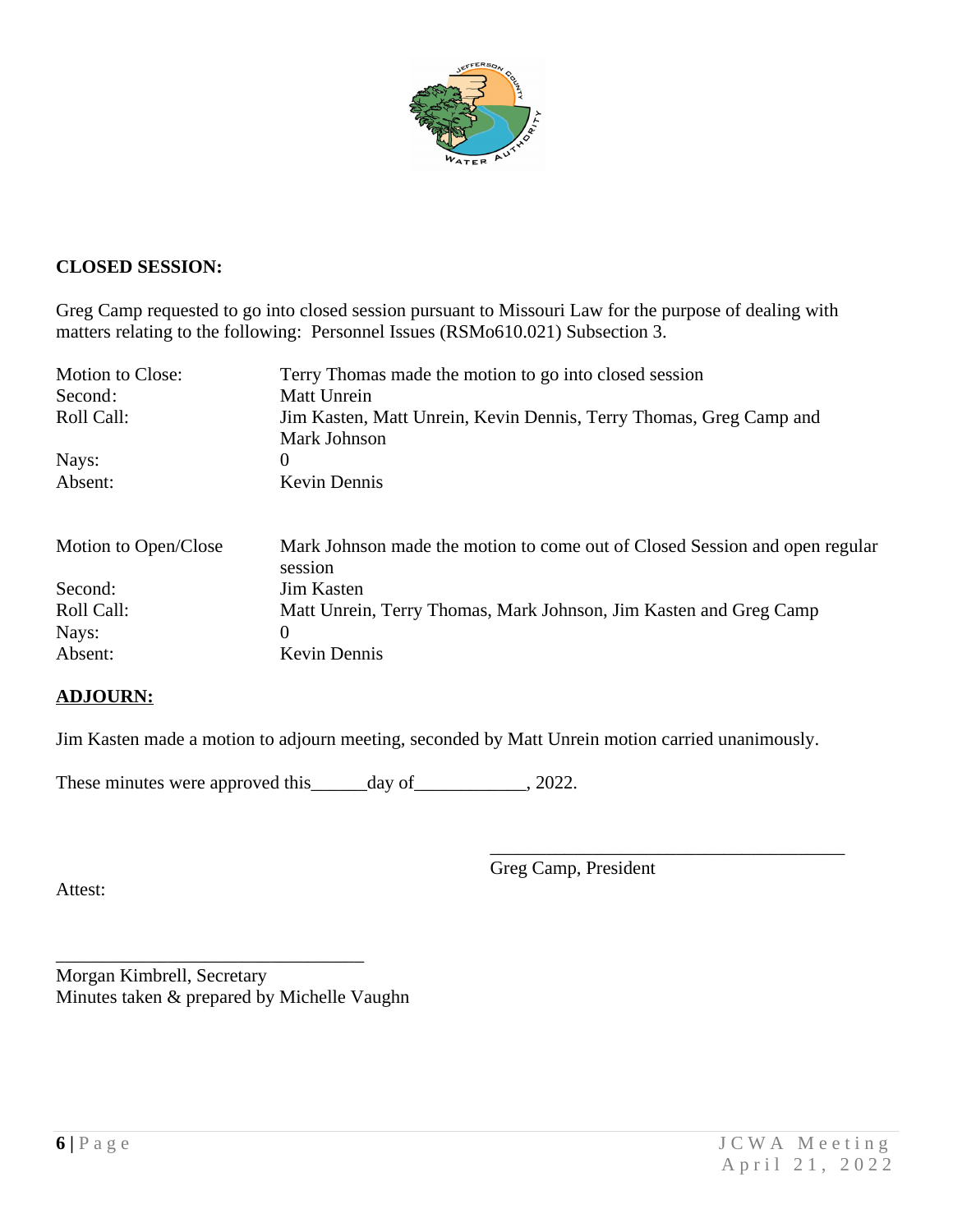**CLOSED SESSION:**

Greg Camp requested to go into closed session pursuant to Missouri Law for the purpose of dealing with matters relating to the following: Personnel Issues (RSMo610.021) Subsection 3.

| | |
|---|---|
| Motion to Close: | Terry Thomas made the motion to go into closed session |
| Second: | Matt Unrein |
| Roll Call: | Jim Kasten, Matt Unrein, Kevin Dennis, Terry Thomas, Greg Camp and Mark Johnson |
| Nays: | 0 |
| Absent: | Kevin Dennis |

| | |
|---|---|
| Motion to Open/Close | Mark Johnson made the motion to come out of Closed Session and open regular session |
| Second: | Jim Kasten |
| Roll Call: | Matt Unrein, Terry Thomas, Mark Johnson, Jim Kasten and Greg Camp |
| Nays: | 0 |
| Absent: | Kevin Dennis |

**ADJOURN:**

Jim Kasten made a motion to adjourn meeting, seconded by Matt Unrein motion carried unanimously.

These minutes were approved this______day of____________, 2022.

_______________________________________
Greg Camp, President

Attest:

__________________________________
Morgan Kimbrell, Secretary
Minutes taken & prepared by Michelle Vaughn